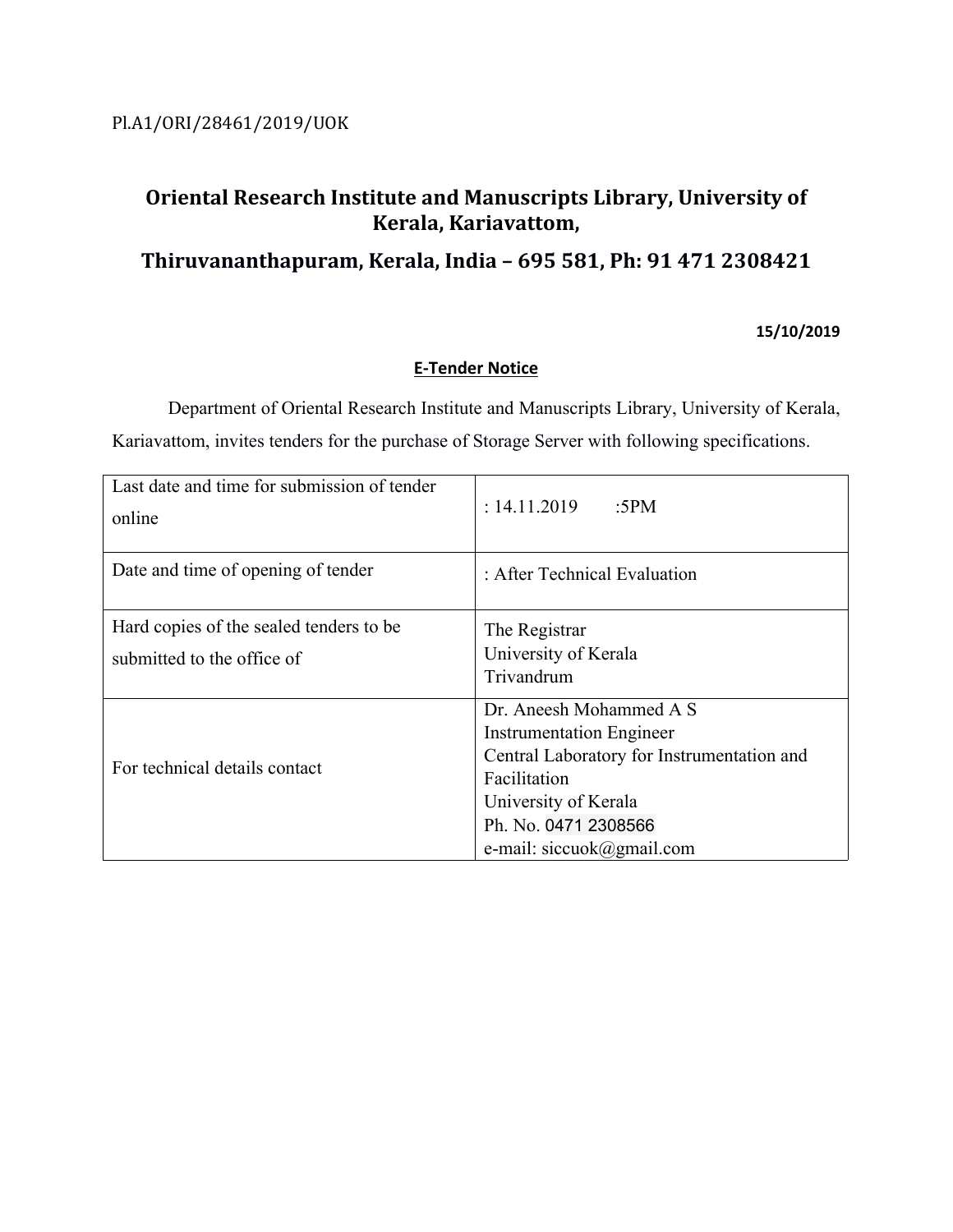Pl.A1/ORI/28461/2019/UOK

# Oriental Research Institute and Manuscripts Library, University of Kerala, Kariavattom,

## Thiruvananthapuram, Kerala, India – 695 581, Ph: 91 471 2308421

**15/10/2019**

**E-Tender Notice**

Department of Oriental Research Institute and Manuscripts Library, University of Kerala, Kariavattom, invites tenders for the purchase of Storage Server with following specifications.

| | |
|---|---|
| Last date and time for submission of tender online | : 14.11.2019 :5PM |
| Date and time of opening of tender | : After Technical Evaluation |
| Hard copies of the sealed tenders to be submitted to the office of | The Registrar<br>University of Kerala<br>Trivandrum |
| For technical details contact | Dr. Aneesh Mohammed A S<br>Instrumentation Engineer<br>Central Laboratory for Instrumentation and Facilitation<br>University of Kerala<br>Ph. No. 0471 2308566<br>e-mail: siccuok@gmail.com |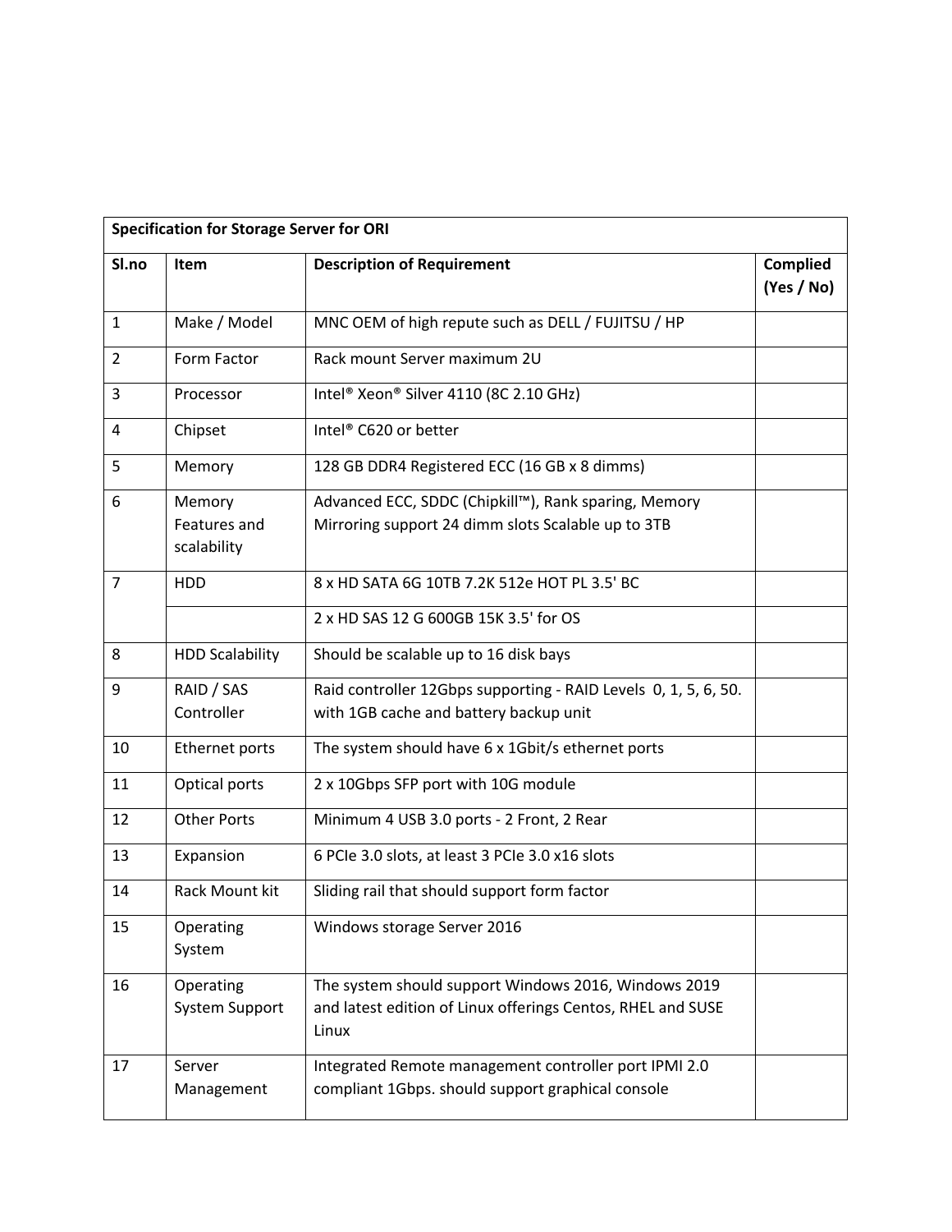| Specification for Storage Server for ORI | | | |
|---|---|---|---|
| **Sl.no** | **Item** | **Description of Requirement** | **Complied (Yes / No)** |
| 1 | Make / Model | MNC OEM of high repute such as DELL / FUJITSU / HP | |
| 2 | Form Factor | Rack mount Server maximum 2U | |
| 3 | Processor | Intel® Xeon® Silver 4110 (8C 2.10 GHz) | |
| 4 | Chipset | Intel® C620 or better | |
| 5 | Memory | 128 GB DDR4 Registered ECC (16 GB x 8 dimms) | |
| 6 | Memory Features and scalability | Advanced ECC, SDDC (Chipkill™), Rank sparing, Memory Mirroring support 24 dimm slots Scalable up to 3TB | |
| 7 | HDD | 8 x HD SATA 6G 10TB 7.2K 512e HOT PL 3.5' BC | |
| | | 2 x HD SAS 12 G 600GB 15K 3.5' for OS | |
| 8 | HDD Scalability | Should be scalable up to 16 disk bays | |
| 9 | RAID / SAS Controller | Raid controller 12Gbps supporting - RAID Levels 0, 1, 5, 6, 50. with 1GB cache and battery backup unit | |
| 10 | Ethernet ports | The system should have 6 x 1Gbit/s ethernet ports | |
| 11 | Optical ports | 2 x 10Gbps SFP port with 10G module | |
| 12 | Other Ports | Minimum 4 USB 3.0 ports - 2 Front, 2 Rear | |
| 13 | Expansion | 6 PCIe 3.0 slots, at least 3 PCIe 3.0 x16 slots | |
| 14 | Rack Mount kit | Sliding rail that should support form factor | |
| 15 | Operating System | Windows storage Server 2016 | |
| 16 | Operating System Support | The system should support Windows 2016, Windows 2019 and latest edition of Linux offerings Centos, RHEL and SUSE Linux | |
| 17 | Server Management | Integrated Remote management controller port IPMI 2.0 compliant 1Gbps. should support graphical console | |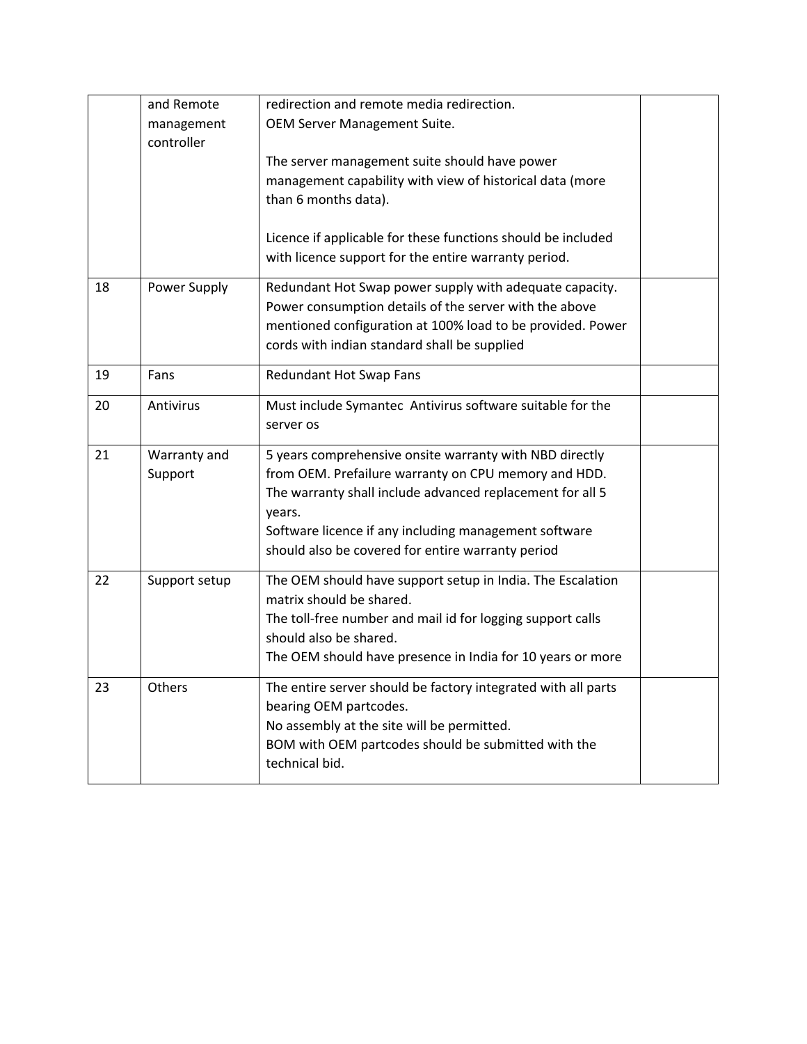| | | | |
|---|---|---|---|
| | and Remote management controller | redirection and remote media redirection.<br>OEM Server Management Suite.<br><br>The server management suite should have power management capability with view of historical data (more than 6 months data).<br><br>Licence if applicable for these functions should be included with licence support for the entire warranty period. | |
| 18 | Power Supply | Redundant Hot Swap power supply with adequate capacity. Power consumption details of the server with the above mentioned configuration at 100% load to be provided. Power cords with indian standard shall be supplied | |
| 19 | Fans | Redundant Hot Swap Fans | |
| 20 | Antivirus | Must include Symantec Antivirus software suitable for the server os | |
| 21 | Warranty and Support | 5 years comprehensive onsite warranty with NBD directly from OEM. Prefailure warranty on CPU memory and HDD. The warranty shall include advanced replacement for all 5 years.<br>Software licence if any including management software should also be covered for entire warranty period | |
| 22 | Support setup | The OEM should have support setup in India. The Escalation matrix should be shared.<br>The toll-free number and mail id for logging support calls should also be shared.<br>The OEM should have presence in India for 10 years or more | |
| 23 | Others | The entire server should be factory integrated with all parts bearing OEM partcodes.<br>No assembly at the site will be permitted.<br>BOM with OEM partcodes should be submitted with the technical bid. | |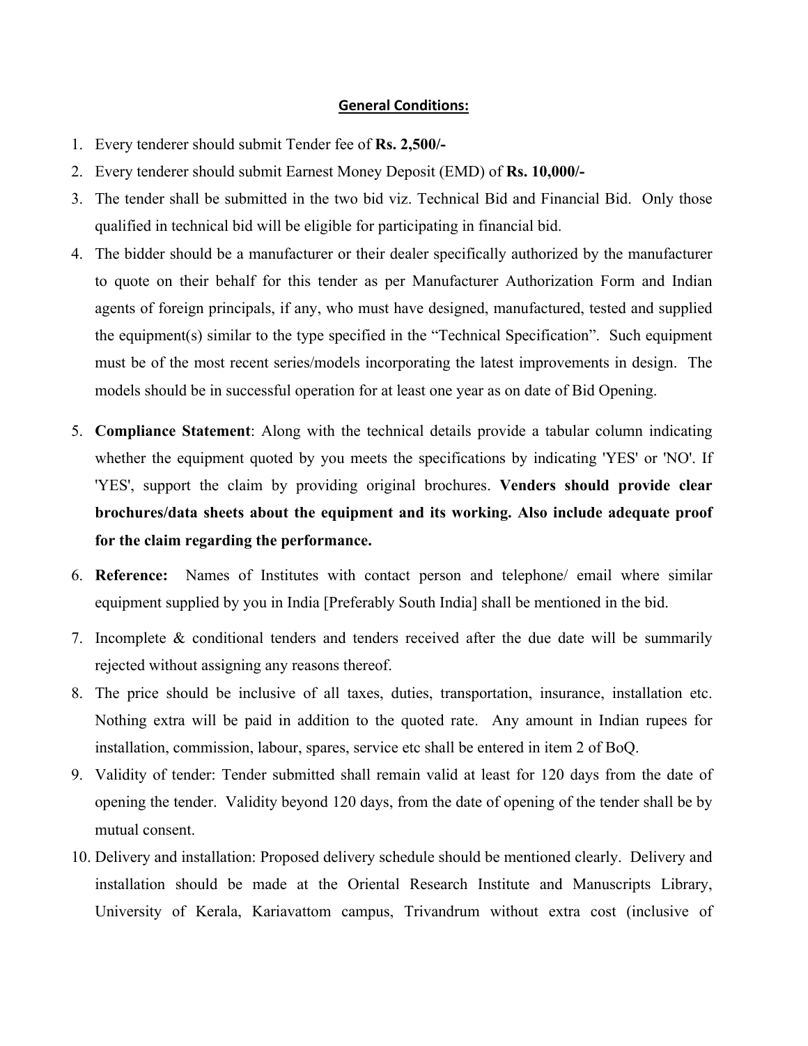## General Conditions:

1. Every tenderer should submit Tender fee of **Rs. 2,500/-**
2. Every tenderer should submit Earnest Money Deposit (EMD) of **Rs. 10,000/-**
3. The tender shall be submitted in the two bid viz. Technical Bid and Financial Bid. Only those qualified in technical bid will be eligible for participating in financial bid.
4. The bidder should be a manufacturer or their dealer specifically authorized by the manufacturer to quote on their behalf for this tender as per Manufacturer Authorization Form and Indian agents of foreign principals, if any, who must have designed, manufactured, tested and supplied the equipment(s) similar to the type specified in the "Technical Specification". Such equipment must be of the most recent series/models incorporating the latest improvements in design. The models should be in successful operation for at least one year as on date of Bid Opening.
5. **Compliance Statement**: Along with the technical details provide a tabular column indicating whether the equipment quoted by you meets the specifications by indicating 'YES' or 'NO'. If 'YES', support the claim by providing original brochures. **Venders should provide clear brochures/data sheets about the equipment and its working. Also include adequate proof for the claim regarding the performance.**
6. **Reference:** Names of Institutes with contact person and telephone/ email where similar equipment supplied by you in India [Preferably South India] shall be mentioned in the bid.
7. Incomplete & conditional tenders and tenders received after the due date will be summarily rejected without assigning any reasons thereof.
8. The price should be inclusive of all taxes, duties, transportation, insurance, installation etc. Nothing extra will be paid in addition to the quoted rate. Any amount in Indian rupees for installation, commission, labour, spares, service etc shall be entered in item 2 of BoQ.
9. Validity of tender: Tender submitted shall remain valid at least for 120 days from the date of opening the tender. Validity beyond 120 days, from the date of opening of the tender shall be by mutual consent.
10. Delivery and installation: Proposed delivery schedule should be mentioned clearly. Delivery and installation should be made at the Oriental Research Institute and Manuscripts Library, University of Kerala, Kariavattom campus, Trivandrum without extra cost (inclusive of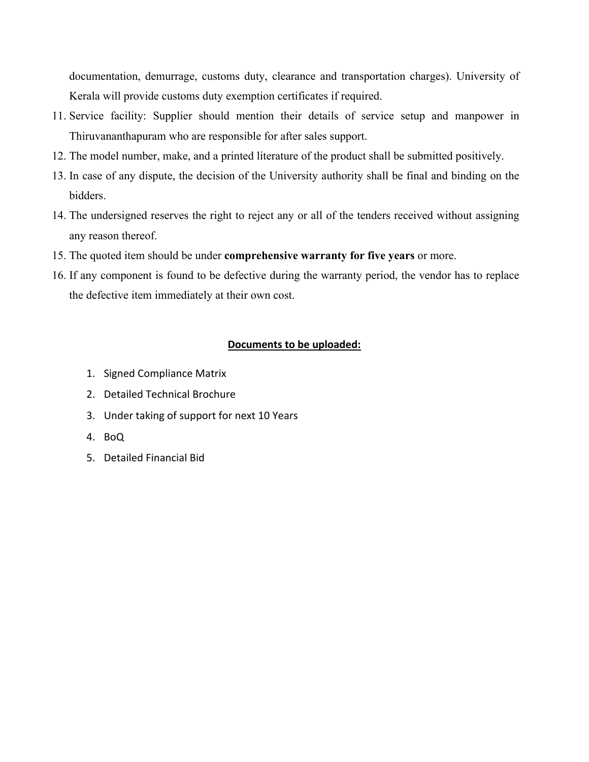documentation, demurrage, customs duty, clearance and transportation charges). University of Kerala will provide customs duty exemption certificates if required.

11. Service facility: Supplier should mention their details of service setup and manpower in Thiruvananthapuram who are responsible for after sales support.
12. The model number, make, and a printed literature of the product shall be submitted positively.
13. In case of any dispute, the decision of the University authority shall be final and binding on the bidders.
14. The undersigned reserves the right to reject any or all of the tenders received without assigning any reason thereof.
15. The quoted item should be under **comprehensive warranty for five years** or more.
16. If any component is found to be defective during the warranty period, the vendor has to replace the defective item immediately at their own cost.

**Documents to be uploaded:**

1. Signed Compliance Matrix
2. Detailed Technical Brochure
3. Under taking of support for next 10 Years
4. BoQ
5. Detailed Financial Bid